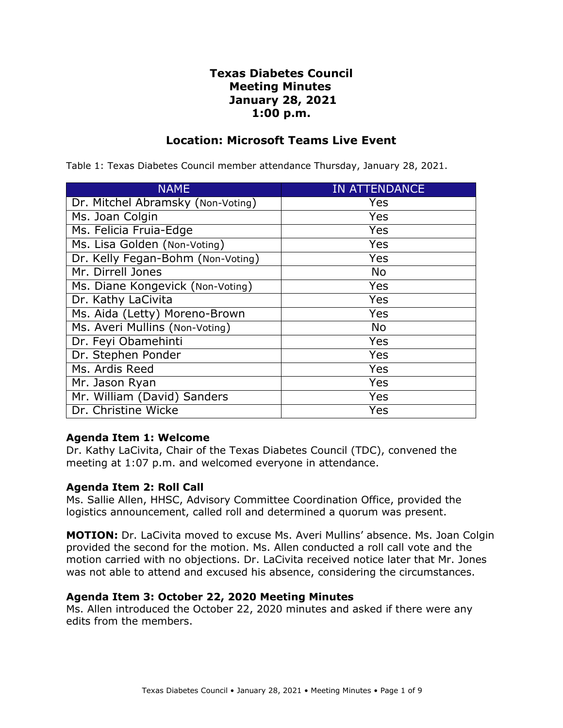# Texas Diabetes Council
# Meeting Minutes
# January 28, 2021
# 1:00 p.m.

## Location: Microsoft Teams Live Event

Table 1: Texas Diabetes Council member attendance Thursday, January 28, 2021.

| NAME | IN ATTENDANCE |
|---|---|
| Dr. Mitchel Abramsky (Non-Voting) | Yes |
| Ms. Joan Colgin | Yes |
| Ms. Felicia Fruia-Edge | Yes |
| Ms. Lisa Golden (Non-Voting) | Yes |
| Dr. Kelly Fegan-Bohm (Non-Voting) | Yes |
| Mr. Dirrell Jones | No |
| Ms. Diane Kongevick (Non-Voting) | Yes |
| Dr. Kathy LaCivita | Yes |
| Ms. Aida (Letty) Moreno-Brown | Yes |
| Ms. Averi Mullins (Non-Voting) | No |
| Dr. Feyi Obamehinti | Yes |
| Dr. Stephen Ponder | Yes |
| Ms. Ardis Reed | Yes |
| Mr. Jason Ryan | Yes |
| Mr. William (David) Sanders | Yes |
| Dr. Christine Wicke | Yes |

**Agenda Item 1: Welcome**

Dr. Kathy LaCivita, Chair of the Texas Diabetes Council (TDC), convened the meeting at 1:07 p.m. and welcomed everyone in attendance.

**Agenda Item 2: Roll Call**

Ms. Sallie Allen, HHSC, Advisory Committee Coordination Office, provided the logistics announcement, called roll and determined a quorum was present.

**MOTION:** Dr. LaCivita moved to excuse Ms. Averi Mullins' absence. Ms. Joan Colgin provided the second for the motion. Ms. Allen conducted a roll call vote and the motion carried with no objections. Dr. LaCivita received notice later that Mr. Jones was not able to attend and excused his absence, considering the circumstances.

**Agenda Item 3: October 22, 2020 Meeting Minutes**

Ms. Allen introduced the October 22, 2020 minutes and asked if there were any edits from the members.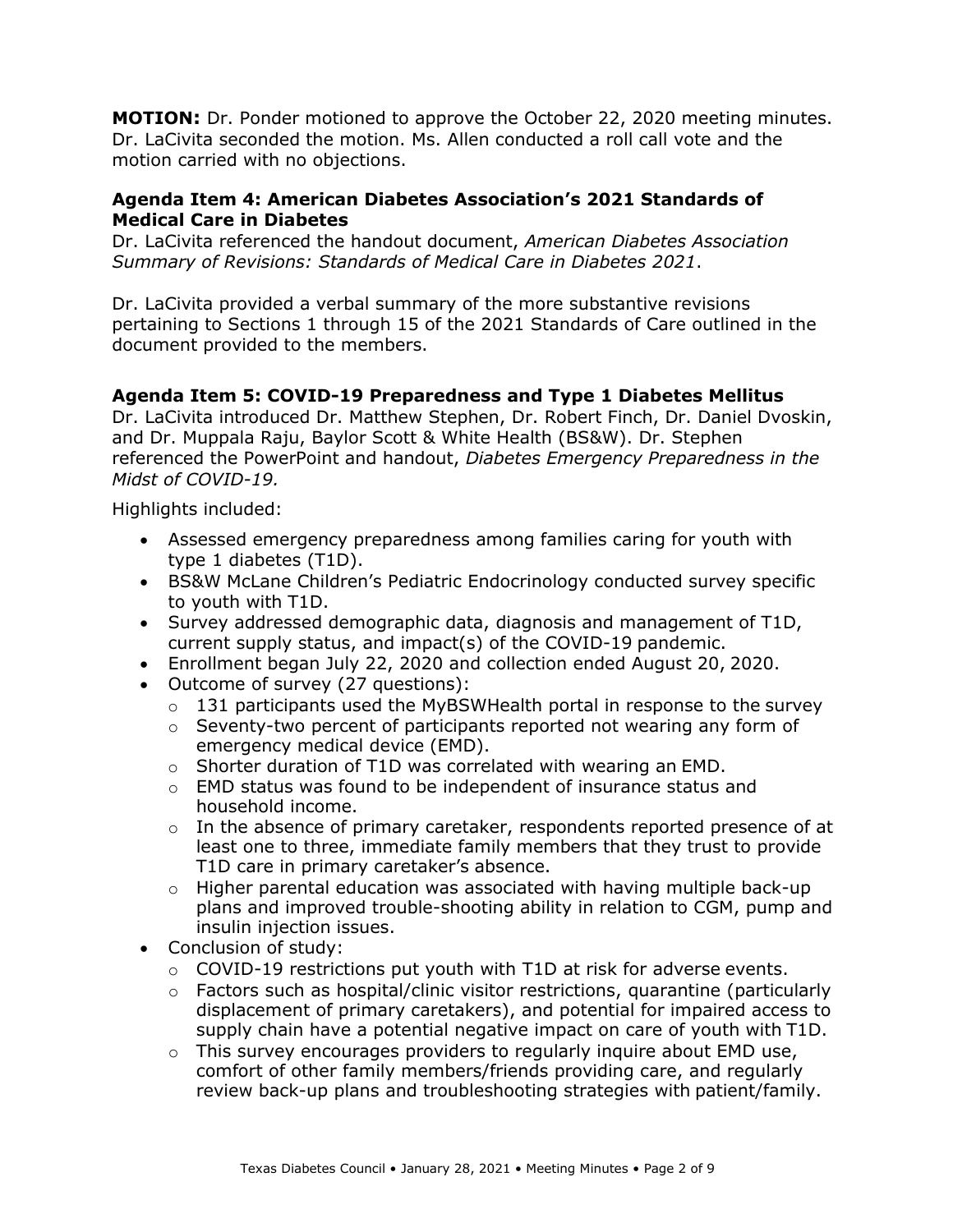**MOTION:** Dr. Ponder motioned to approve the October 22, 2020 meeting minutes. Dr. LaCivita seconded the motion. Ms. Allen conducted a roll call vote and the motion carried with no objections.

### Agenda Item 4: American Diabetes Association's 2021 Standards of Medical Care in Diabetes

Dr. LaCivita referenced the handout document, *American Diabetes Association Summary of Revisions: Standards of Medical Care in Diabetes 2021*.

Dr. LaCivita provided a verbal summary of the more substantive revisions pertaining to Sections 1 through 15 of the 2021 Standards of Care outlined in the document provided to the members.

### Agenda Item 5: COVID-19 Preparedness and Type 1 Diabetes Mellitus

Dr. LaCivita introduced Dr. Matthew Stephen, Dr. Robert Finch, Dr. Daniel Dvoskin, and Dr. Muppala Raju, Baylor Scott & White Health (BS&W). Dr. Stephen referenced the PowerPoint and handout, *Diabetes Emergency Preparedness in the Midst of COVID-19.*

Highlights included:

- Assessed emergency preparedness among families caring for youth with type 1 diabetes (T1D).
- BS&W McLane Children's Pediatric Endocrinology conducted survey specific to youth with T1D.
- Survey addressed demographic data, diagnosis and management of T1D, current supply status, and impact(s) of the COVID-19 pandemic.
- Enrollment began July 22, 2020 and collection ended August 20, 2020.
- Outcome of survey (27 questions):
  - 131 participants used the MyBSWHealth portal in response to the survey
  - Seventy-two percent of participants reported not wearing any form of emergency medical device (EMD).
  - Shorter duration of T1D was correlated with wearing an EMD.
  - EMD status was found to be independent of insurance status and household income.
  - In the absence of primary caretaker, respondents reported presence of at least one to three, immediate family members that they trust to provide T1D care in primary caretaker's absence.
  - Higher parental education was associated with having multiple back-up plans and improved trouble-shooting ability in relation to CGM, pump and insulin injection issues.
- Conclusion of study:
  - COVID-19 restrictions put youth with T1D at risk for adverse events.
  - Factors such as hospital/clinic visitor restrictions, quarantine (particularly displacement of primary caretakers), and potential for impaired access to supply chain have a potential negative impact on care of youth with T1D.
  - This survey encourages providers to regularly inquire about EMD use, comfort of other family members/friends providing care, and regularly review back-up plans and troubleshooting strategies with patient/family.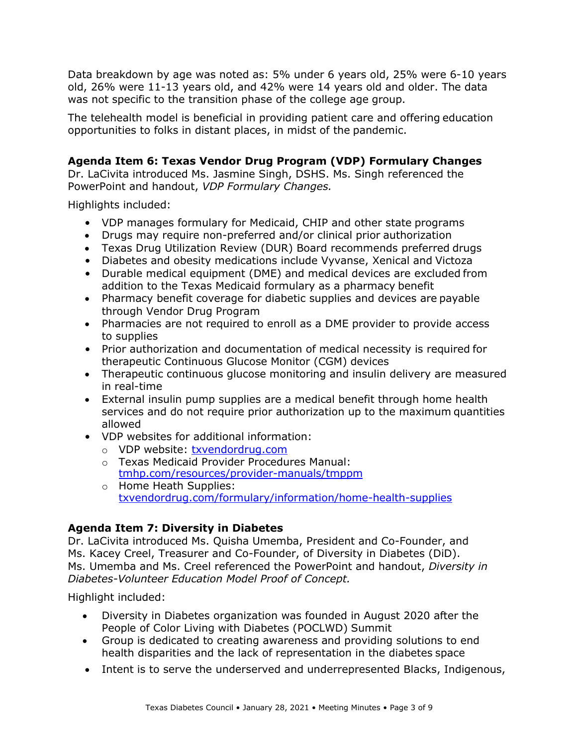Data breakdown by age was noted as: 5% under 6 years old, 25% were 6-10 years old, 26% were 11-13 years old, and 42% were 14 years old and older. The data was not specific to the transition phase of the college age group.

The telehealth model is beneficial in providing patient care and offering education opportunities to folks in distant places, in midst of the pandemic.

### Agenda Item 6: Texas Vendor Drug Program (VDP) Formulary Changes

Dr. LaCivita introduced Ms. Jasmine Singh, DSHS. Ms. Singh referenced the PowerPoint and handout, *VDP Formulary Changes.*

Highlights included:

- VDP manages formulary for Medicaid, CHIP and other state programs
- Drugs may require non-preferred and/or clinical prior authorization
- Texas Drug Utilization Review (DUR) Board recommends preferred drugs
- Diabetes and obesity medications include Vyvanse, Xenical and Victoza
- Durable medical equipment (DME) and medical devices are excluded from addition to the Texas Medicaid formulary as a pharmacy benefit
- Pharmacy benefit coverage for diabetic supplies and devices are payable through Vendor Drug Program
- Pharmacies are not required to enroll as a DME provider to provide access to supplies
- Prior authorization and documentation of medical necessity is required for therapeutic Continuous Glucose Monitor (CGM) devices
- Therapeutic continuous glucose monitoring and insulin delivery are measured in real-time
- External insulin pump supplies are a medical benefit through home health services and do not require prior authorization up to the maximum quantities allowed
- VDP websites for additional information:
  - VDP website: txvendordrug.com
  - Texas Medicaid Provider Procedures Manual: tmhp.com/resources/provider-manuals/tmppm
  - Home Heath Supplies: txvendordrug.com/formulary/information/home-health-supplies

### Agenda Item 7: Diversity in Diabetes

Dr. LaCivita introduced Ms. Quisha Umemba, President and Co-Founder, and Ms. Kacey Creel, Treasurer and Co-Founder, of Diversity in Diabetes (DiD). Ms. Umemba and Ms. Creel referenced the PowerPoint and handout, *Diversity in Diabetes-Volunteer Education Model Proof of Concept.*

Highlight included:

- Diversity in Diabetes organization was founded in August 2020 after the People of Color Living with Diabetes (POCLWD) Summit
- Group is dedicated to creating awareness and providing solutions to end health disparities and the lack of representation in the diabetes space
- Intent is to serve the underserved and underrepresented Blacks, Indigenous,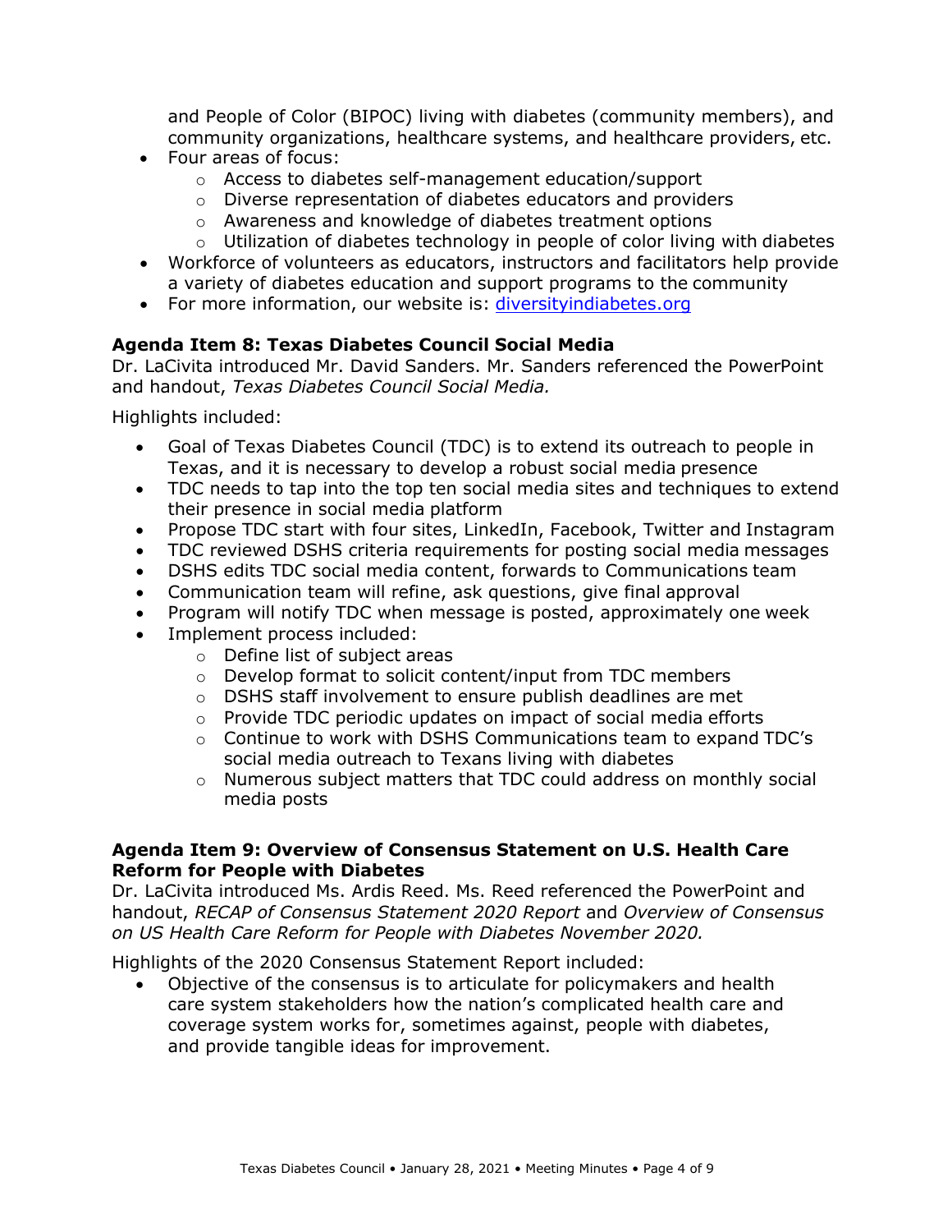and People of Color (BIPOC) living with diabetes (community members), and community organizations, healthcare systems, and healthcare providers, etc.

- Four areas of focus:
  - Access to diabetes self-management education/support
  - Diverse representation of diabetes educators and providers
  - Awareness and knowledge of diabetes treatment options
  - Utilization of diabetes technology in people of color living with diabetes
- Workforce of volunteers as educators, instructors and facilitators help provide a variety of diabetes education and support programs to the community
- For more information, our website is: [diversityindiabetes.org](diversityindiabetes.org)

**Agenda Item 8: Texas Diabetes Council Social Media**

Dr. LaCivita introduced Mr. David Sanders. Mr. Sanders referenced the PowerPoint and handout, *Texas Diabetes Council Social Media.*

Highlights included:

- Goal of Texas Diabetes Council (TDC) is to extend its outreach to people in Texas, and it is necessary to develop a robust social media presence
- TDC needs to tap into the top ten social media sites and techniques to extend their presence in social media platform
- Propose TDC start with four sites, LinkedIn, Facebook, Twitter and Instagram
- TDC reviewed DSHS criteria requirements for posting social media messages
- DSHS edits TDC social media content, forwards to Communications team
- Communication team will refine, ask questions, give final approval
- Program will notify TDC when message is posted, approximately one week
- Implement process included:
  - Define list of subject areas
  - Develop format to solicit content/input from TDC members
  - DSHS staff involvement to ensure publish deadlines are met
  - Provide TDC periodic updates on impact of social media efforts
  - Continue to work with DSHS Communications team to expand TDC's social media outreach to Texans living with diabetes
  - Numerous subject matters that TDC could address on monthly social media posts

**Agenda Item 9: Overview of Consensus Statement on U.S. Health Care Reform for People with Diabetes**

Dr. LaCivita introduced Ms. Ardis Reed. Ms. Reed referenced the PowerPoint and handout, *RECAP of Consensus Statement 2020 Report* and *Overview of Consensus on US Health Care Reform for People with Diabetes November 2020.*

Highlights of the 2020 Consensus Statement Report included:

- Objective of the consensus is to articulate for policymakers and health care system stakeholders how the nation's complicated health care and coverage system works for, sometimes against, people with diabetes, and provide tangible ideas for improvement.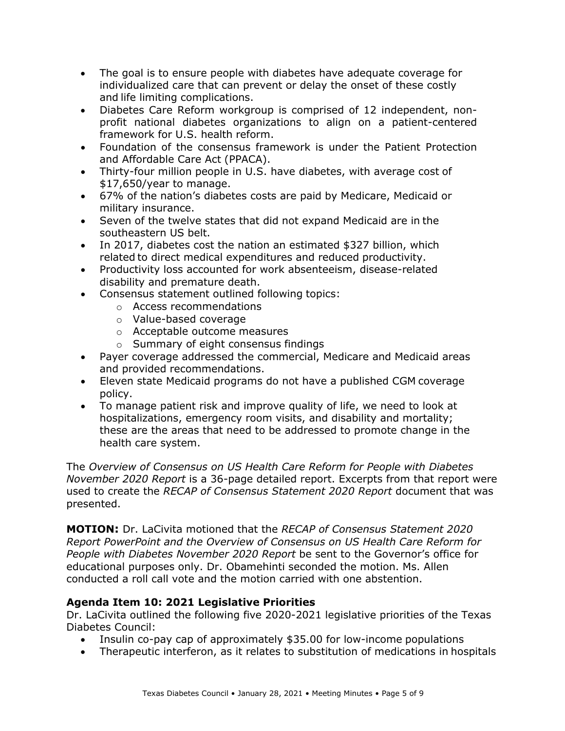- The goal is to ensure people with diabetes have adequate coverage for individualized care that can prevent or delay the onset of these costly and life limiting complications.
- Diabetes Care Reform workgroup is comprised of 12 independent, non-profit national diabetes organizations to align on a patient-centered framework for U.S. health reform.
- Foundation of the consensus framework is under the Patient Protection and Affordable Care Act (PPACA).
- Thirty-four million people in U.S. have diabetes, with average cost of $17,650/year to manage.
- 67% of the nation's diabetes costs are paid by Medicare, Medicaid or military insurance.
- Seven of the twelve states that did not expand Medicaid are in the southeastern US belt.
- In 2017, diabetes cost the nation an estimated $327 billion, which related to direct medical expenditures and reduced productivity.
- Productivity loss accounted for work absenteeism, disease-related disability and premature death.
- Consensus statement outlined following topics:
    - Access recommendations
    - Value-based coverage
    - Acceptable outcome measures
    - Summary of eight consensus findings
- Payer coverage addressed the commercial, Medicare and Medicaid areas and provided recommendations.
- Eleven state Medicaid programs do not have a published CGM coverage policy.
- To manage patient risk and improve quality of life, we need to look at hospitalizations, emergency room visits, and disability and mortality; these are the areas that need to be addressed to promote change in the health care system.

The *Overview of Consensus on US Health Care Reform for People with Diabetes November 2020 Report* is a 36-page detailed report. Excerpts from that report were used to create the *RECAP of Consensus Statement 2020 Report* document that was presented.

**MOTION:** Dr. LaCivita motioned that the *RECAP of Consensus Statement 2020 Report PowerPoint and the Overview of Consensus on US Health Care Reform for People with Diabetes November 2020 Report* be sent to the Governor's office for educational purposes only. Dr. Obamehinti seconded the motion. Ms. Allen conducted a roll call vote and the motion carried with one abstention.

**Agenda Item 10: 2021 Legislative Priorities**

Dr. LaCivita outlined the following five 2020-2021 legislative priorities of the Texas Diabetes Council:

- Insulin co-pay cap of approximately $35.00 for low-income populations
- Therapeutic interferon, as it relates to substitution of medications in hospitals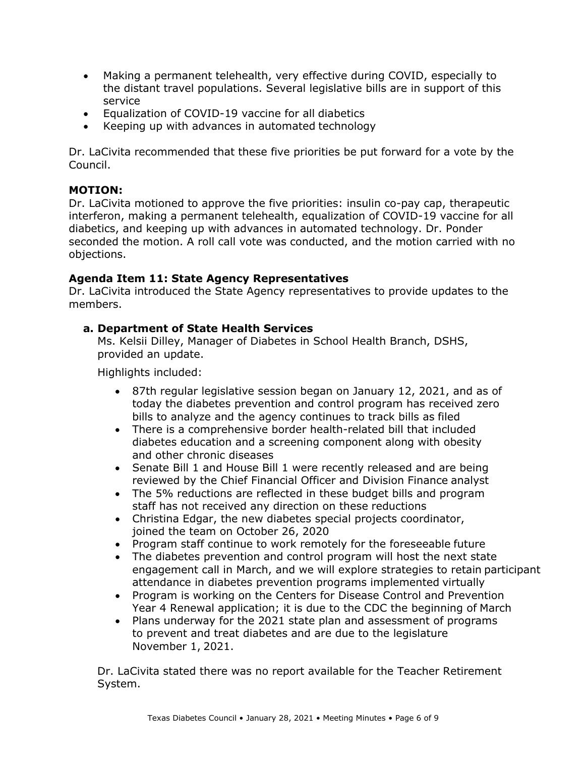- Making a permanent telehealth, very effective during COVID, especially to the distant travel populations. Several legislative bills are in support of this service
- Equalization of COVID-19 vaccine for all diabetics
- Keeping up with advances in automated technology

Dr. LaCivita recommended that these five priorities be put forward for a vote by the Council.

**MOTION:**

Dr. LaCivita motioned to approve the five priorities: insulin co-pay cap, therapeutic interferon, making a permanent telehealth, equalization of COVID-19 vaccine for all diabetics, and keeping up with advances in automated technology. Dr. Ponder seconded the motion. A roll call vote was conducted, and the motion carried with no objections.

**Agenda Item 11: State Agency Representatives**

Dr. LaCivita introduced the State Agency representatives to provide updates to the members.

**a. Department of State Health Services**

Ms. Kelsii Dilley, Manager of Diabetes in School Health Branch, DSHS, provided an update.

Highlights included:

- 87th regular legislative session began on January 12, 2021, and as of today the diabetes prevention and control program has received zero bills to analyze and the agency continues to track bills as filed
- There is a comprehensive border health-related bill that included diabetes education and a screening component along with obesity and other chronic diseases
- Senate Bill 1 and House Bill 1 were recently released and are being reviewed by the Chief Financial Officer and Division Finance analyst
- The 5% reductions are reflected in these budget bills and program staff has not received any direction on these reductions
- Christina Edgar, the new diabetes special projects coordinator, joined the team on October 26, 2020
- Program staff continue to work remotely for the foreseeable future
- The diabetes prevention and control program will host the next state engagement call in March, and we will explore strategies to retain participant attendance in diabetes prevention programs implemented virtually
- Program is working on the Centers for Disease Control and Prevention Year 4 Renewal application; it is due to the CDC the beginning of March
- Plans underway for the 2021 state plan and assessment of programs to prevent and treat diabetes and are due to the legislature November 1, 2021.

Dr. LaCivita stated there was no report available for the Teacher Retirement System.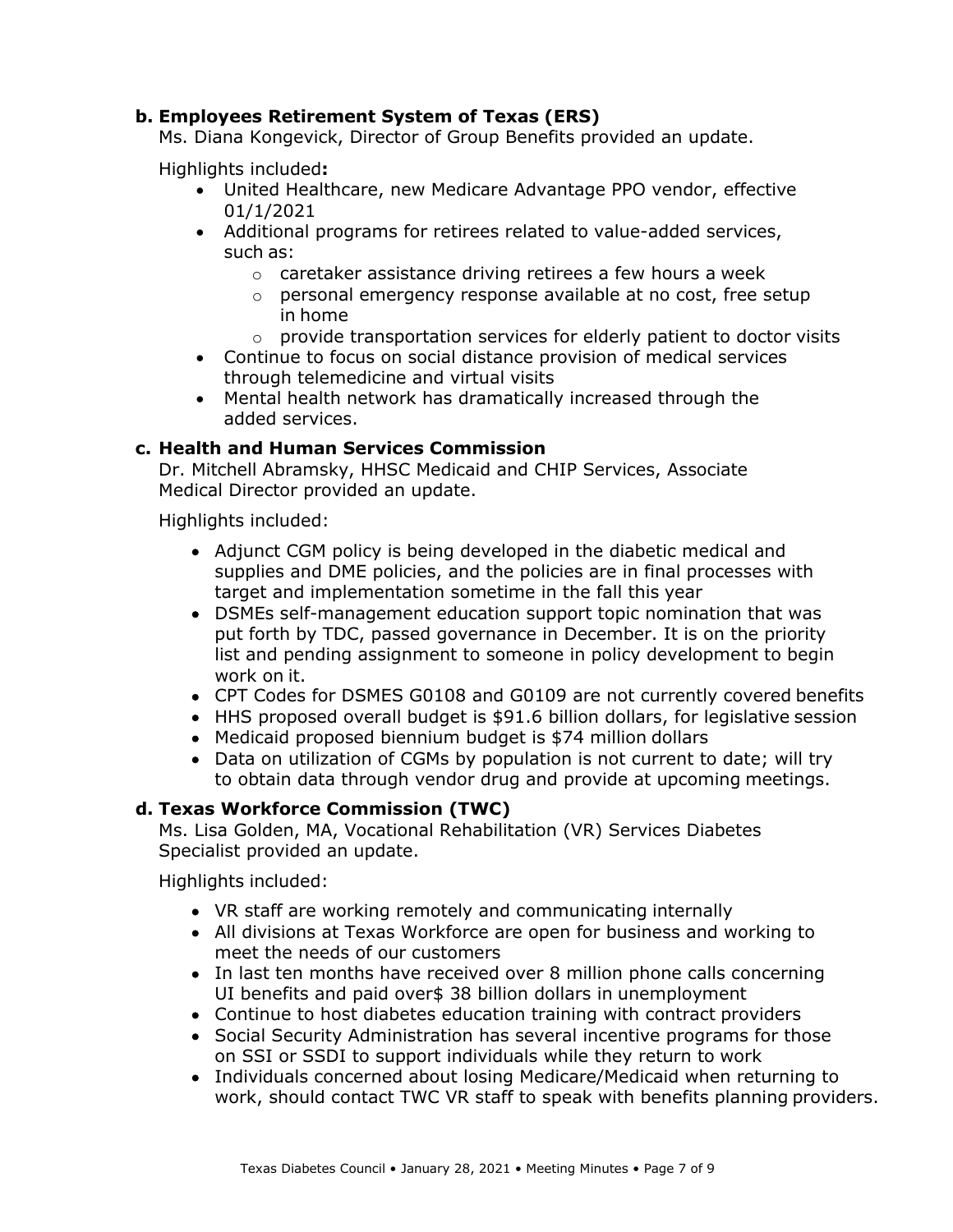**b. Employees Retirement System of Texas (ERS)**

Ms. Diana Kongevick, Director of Group Benefits provided an update.

Highlights included**:**

- United Healthcare, new Medicare Advantage PPO vendor, effective 01/1/2021
- Additional programs for retirees related to value-added services, such as:
  - caretaker assistance driving retirees a few hours a week
  - personal emergency response available at no cost, free setup in home
  - provide transportation services for elderly patient to doctor visits
- Continue to focus on social distance provision of medical services through telemedicine and virtual visits
- Mental health network has dramatically increased through the added services.

**c. Health and Human Services Commission**

Dr. Mitchell Abramsky, HHSC Medicaid and CHIP Services, Associate Medical Director provided an update.

Highlights included:

- Adjunct CGM policy is being developed in the diabetic medical and supplies and DME policies, and the policies are in final processes with target and implementation sometime in the fall this year
- DSMEs self-management education support topic nomination that was put forth by TDC, passed governance in December. It is on the priority list and pending assignment to someone in policy development to begin work on it.
- CPT Codes for DSMES G0108 and G0109 are not currently covered benefits
- HHS proposed overall budget is $91.6 billion dollars, for legislative session
- Medicaid proposed biennium budget is $74 million dollars
- Data on utilization of CGMs by population is not current to date; will try to obtain data through vendor drug and provide at upcoming meetings.

**d. Texas Workforce Commission (TWC)**

Ms. Lisa Golden, MA, Vocational Rehabilitation (VR) Services Diabetes Specialist provided an update.

Highlights included:

- VR staff are working remotely and communicating internally
- All divisions at Texas Workforce are open for business and working to meet the needs of our customers
- In last ten months have received over 8 million phone calls concerning UI benefits and paid over$ 38 billion dollars in unemployment
- Continue to host diabetes education training with contract providers
- Social Security Administration has several incentive programs for those on SSI or SSDI to support individuals while they return to work
- Individuals concerned about losing Medicare/Medicaid when returning to work, should contact TWC VR staff to speak with benefits planning providers.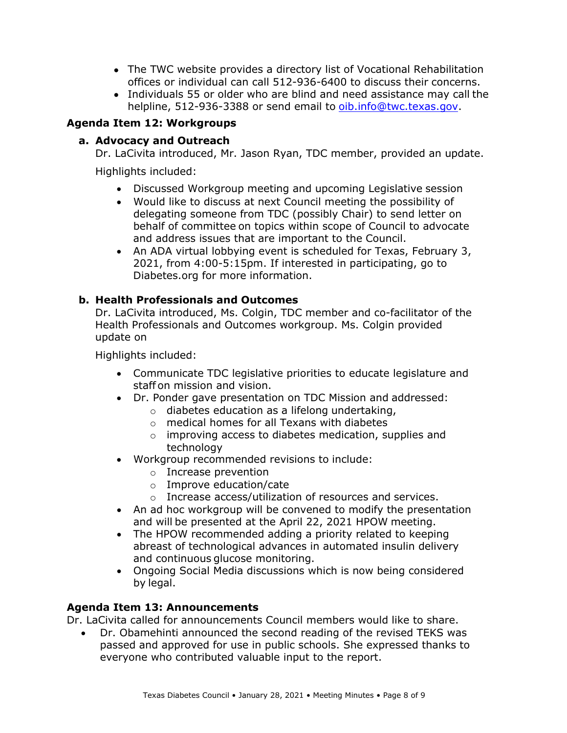- The TWC website provides a directory list of Vocational Rehabilitation offices or individual can call 512-936-6400 to discuss their concerns.
- Individuals 55 or older who are blind and need assistance may call the helpline, 512-936-3388 or send email to oib.info@twc.texas.gov.

## Agenda Item 12: Workgroups

### a. Advocacy and Outreach

Dr. LaCivita introduced, Mr. Jason Ryan, TDC member, provided an update.

Highlights included:

- Discussed Workgroup meeting and upcoming Legislative session
- Would like to discuss at next Council meeting the possibility of delegating someone from TDC (possibly Chair) to send letter on behalf of committee on topics within scope of Council to advocate and address issues that are important to the Council.
- An ADA virtual lobbying event is scheduled for Texas, February 3, 2021, from 4:00-5:15pm. If interested in participating, go to Diabetes.org for more information.

### b. Health Professionals and Outcomes

Dr. LaCivita introduced, Ms. Colgin, TDC member and co-facilitator of the Health Professionals and Outcomes workgroup. Ms. Colgin provided update on

Highlights included:

- Communicate TDC legislative priorities to educate legislature and staff on mission and vision.
- Dr. Ponder gave presentation on TDC Mission and addressed:
  - diabetes education as a lifelong undertaking,
  - medical homes for all Texans with diabetes
  - improving access to diabetes medication, supplies and technology
- Workgroup recommended revisions to include:
  - Increase prevention
  - Improve education/cate
  - Increase access/utilization of resources and services.
- An ad hoc workgroup will be convened to modify the presentation and will be presented at the April 22, 2021 HPOW meeting.
- The HPOW recommended adding a priority related to keeping abreast of technological advances in automated insulin delivery and continuous glucose monitoring.
- Ongoing Social Media discussions which is now being considered by legal.

## Agenda Item 13: Announcements

Dr. LaCivita called for announcements Council members would like to share.

- Dr. Obamehinti announced the second reading of the revised TEKS was passed and approved for use in public schools. She expressed thanks to everyone who contributed valuable input to the report.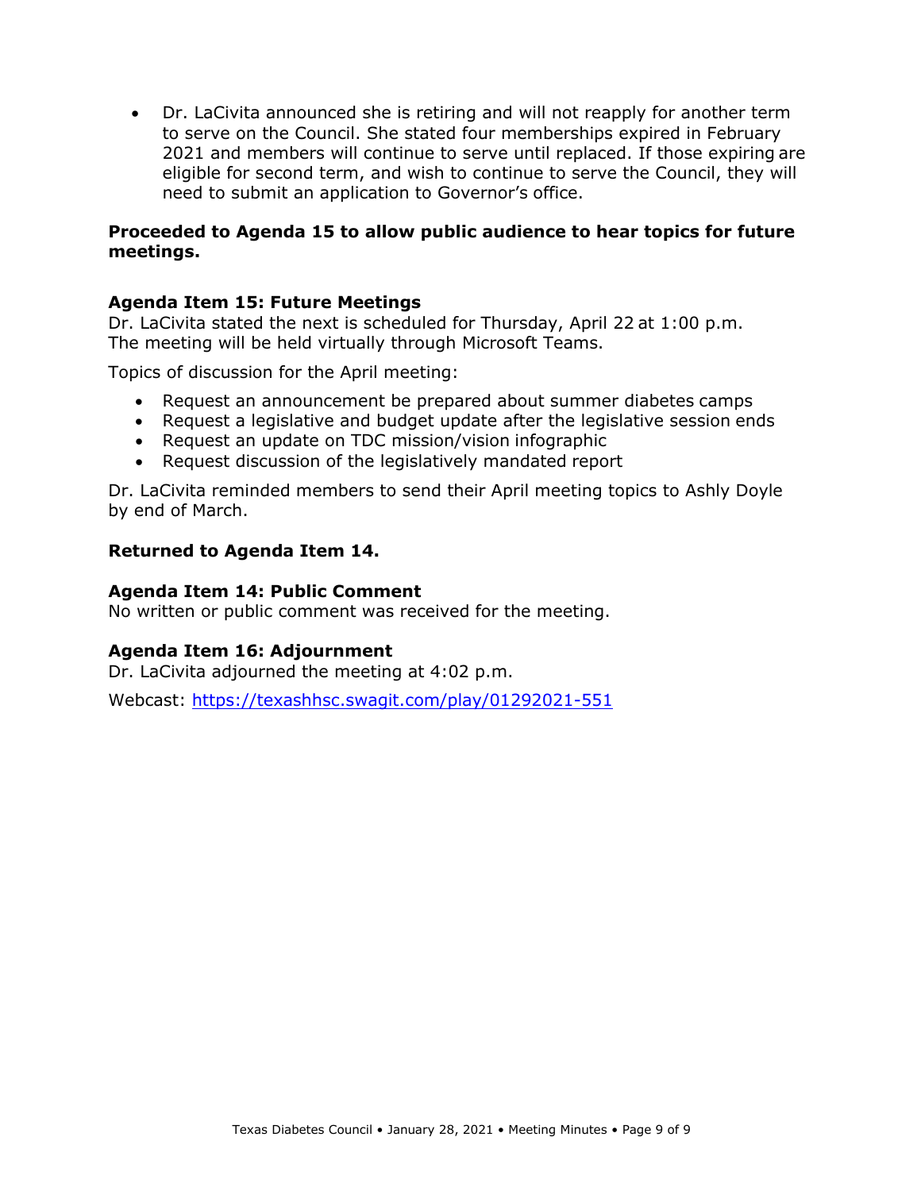- Dr. LaCivita announced she is retiring and will not reapply for another term to serve on the Council. She stated four memberships expired in February 2021 and members will continue to serve until replaced. If those expiring are eligible for second term, and wish to continue to serve the Council, they will need to submit an application to Governor's office.

**Proceeded to Agenda 15 to allow public audience to hear topics for future meetings.**

### Agenda Item 15: Future Meetings

Dr. LaCivita stated the next is scheduled for Thursday, April 22 at 1:00 p.m. The meeting will be held virtually through Microsoft Teams.

Topics of discussion for the April meeting:

- Request an announcement be prepared about summer diabetes camps
- Request a legislative and budget update after the legislative session ends
- Request an update on TDC mission/vision infographic
- Request discussion of the legislatively mandated report

Dr. LaCivita reminded members to send their April meeting topics to Ashly Doyle by end of March.

**Returned to Agenda Item 14.**

### Agenda Item 14: Public Comment

No written or public comment was received for the meeting.

### Agenda Item 16: Adjournment

Dr. LaCivita adjourned the meeting at 4:02 p.m.

Webcast: [https://texashhsc.swagit.com/play/01292021-551](https://texashhsc.swagit.com/play/01292021-551)